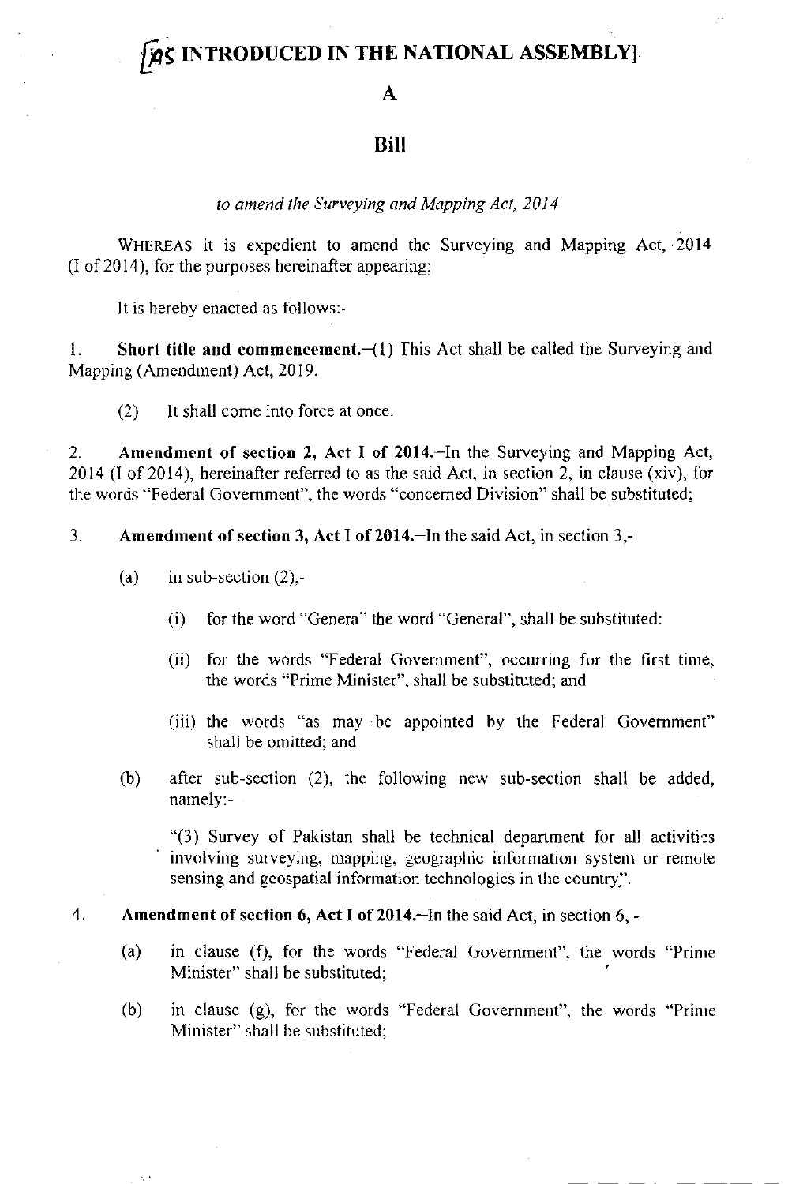# [AS INTRODUCED IN THE NATIONAL ASSEMBLY]

## A

## Bill

*to amend the Surveying and Mapping Act, 2014*

WHEREAS it is expedient to amend the Surveying and Mapping Act, 2014 (I of 2014), for the purposes hereinafter appearing;

It is hereby enacted as follows:-

1. **Short title and commencement.**–(1) This Act shall be called the Surveying and Mapping (Amendment) Act, 2019.

   (2) It shall come into force at once.

2. **Amendment of section 2, Act I of 2014.**–In the Surveying and Mapping Act, 2014 (I of 2014), hereinafter referred to as the said Act, in section 2, in clause (xiv), for the words "Federal Government", the words "concerned Division" shall be substituted;

3. **Amendment of section 3, Act I of 2014.**–In the said Act, in section 3,-

   (a) in sub-section (2),-

      (i) for the word "Genera" the word "General", shall be substituted:

      (ii) for the words "Federal Government", occurring for the first time, the words "Prime Minister", shall be substituted; and

      (iii) the words "as may be appointed by the Federal Government" shall be omitted; and

   (b) after sub-section (2), the following new sub-section shall be added, namely:-

      "(3) Survey of Pakistan shall be technical department for all activities involving surveying, mapping, geographic information system or remote sensing and geospatial information technologies in the country".

4. **Amendment of section 6, Act I of 2014.**–In the said Act, in section 6, -

   (a) in clause (f), for the words "Federal Government", the words "Prime Minister" shall be substituted;

   (b) in clause (g), for the words "Federal Government", the words "Prime Minister" shall be substituted;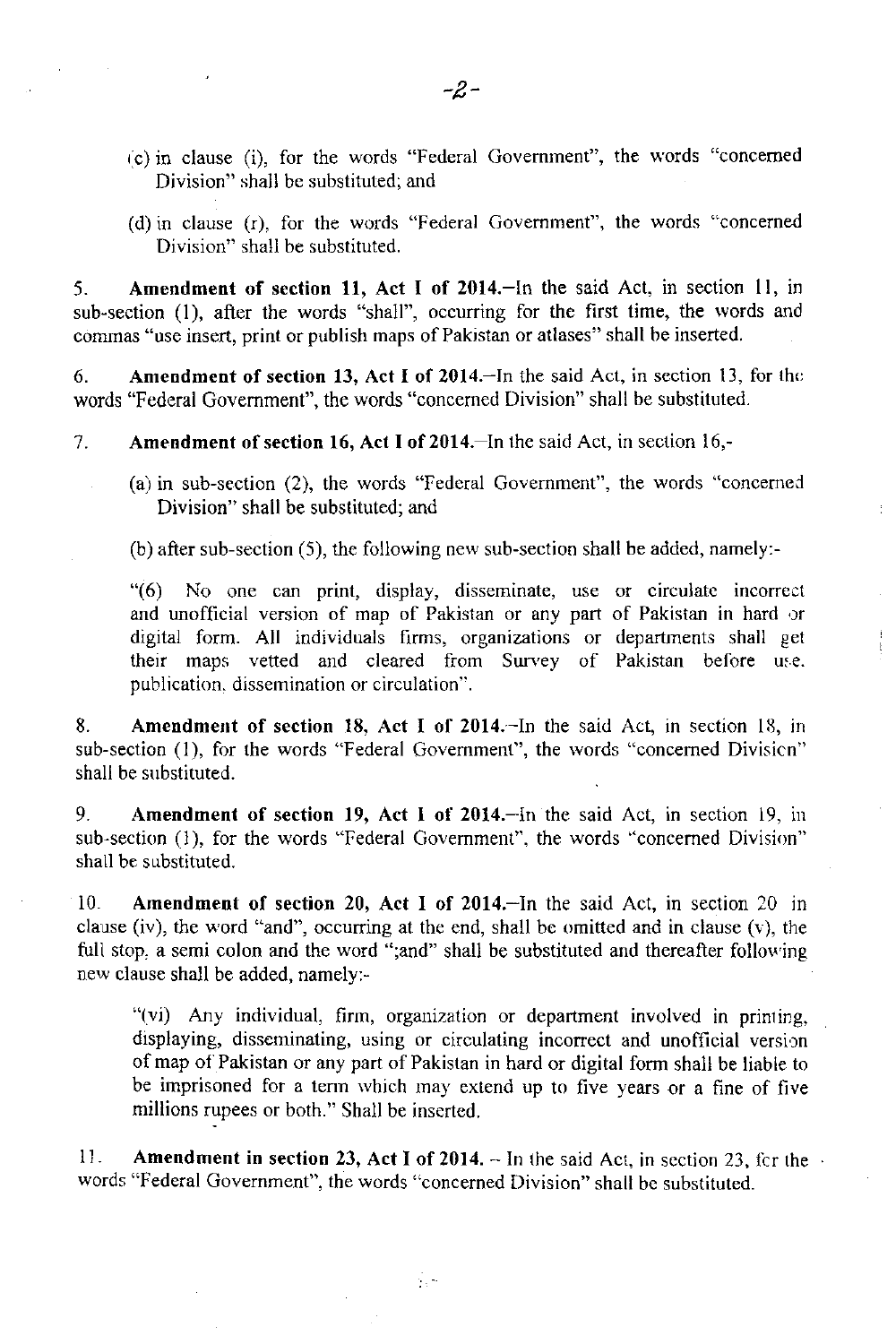(c) in clause (i), for the words "Federal Government", the words "concerned Division" shall be substituted; and

(d) in clause (r), for the words "Federal Government", the words "concerned Division" shall be substituted.

5. **Amendment of section 11, Act I of 2014.**—In the said Act, in section 11, in sub-section (1), after the words "shall", occurring for the first time, the words and commas "use insert, print or publish maps of Pakistan or atlases" shall be inserted.

6. **Amendment of section 13, Act I of 2014.**—In the said Act, in section 13, for the words "Federal Government", the words "concerned Division" shall be substituted.

7. **Amendment of section 16, Act I of 2014.**—In the said Act, in section 16,-

(a) in sub-section (2), the words "Federal Government", the words "concerned Division" shall be substituted; and

(b) after sub-section (5), the following new sub-section shall be added, namely:-

"(6) No one can print, display, disseminate, use or circulate incorrect and unofficial version of map of Pakistan or any part of Pakistan in hard or digital form. All individuals firms, organizations or departments shall get their maps vetted and cleared from Survey of Pakistan before use. publication, dissemination or circulation".

8. **Amendment of section 18, Act I of 2014.**—In the said Act, in section 18, in sub-section (1), for the words "Federal Government", the words "concerned Division" shall be substituted.

9. **Amendment of section 19, Act I of 2014.**—In the said Act, in section 19, in sub-section (1), for the words "Federal Government", the words "concerned Division" shall be substituted.

10. **Amendment of section 20, Act I of 2014.**—In the said Act, in section 20 in clause (iv), the word "and", occurring at the end, shall be omitted and in clause (v), the full stop, a semi colon and the word ";and" shall be substituted and thereafter following new clause shall be added, namely:-

"(vi) Any individual, firm, organization or department involved in printing, displaying, disseminating, using or circulating incorrect and unofficial version of map of Pakistan or any part of Pakistan in hard or digital form shall be liable to be imprisoned for a term which may extend up to five years or a fine of five millions rupees or both." Shall be inserted.

11. **Amendment in section 23, Act I of 2014.** – In the said Act, in section 23, for the words "Federal Government", the words "concerned Division" shall be substituted.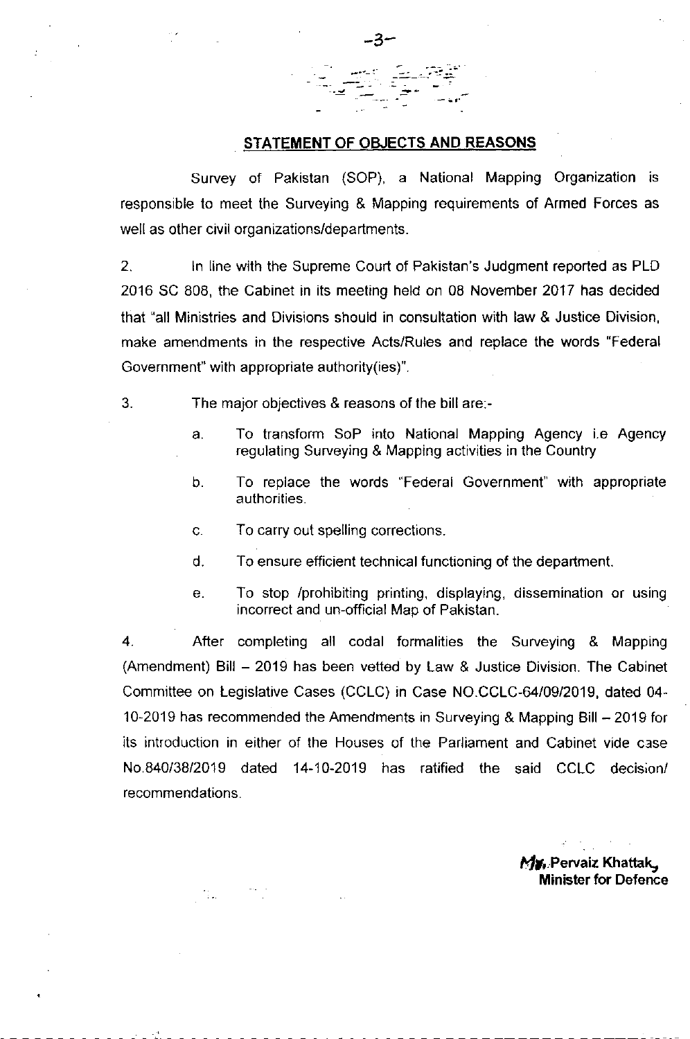## STATEMENT OF OBJECTS AND REASONS

Survey of Pakistan (SOP), a National Mapping Organization is responsible to meet the Surveying & Mapping requirements of Armed Forces as well as other civil organizations/departments.

2. In line with the Supreme Court of Pakistan's Judgment reported as PLD 2016 SC 808, the Cabinet in its meeting held on 08 November 2017 has decided that "all Ministries and Divisions should in consultation with law & Justice Division, make amendments in the respective Acts/Rules and replace the words "Federal Government" with appropriate authority(ies)".

3. The major objectives & reasons of the bill are:-

   a. To transform SoP into National Mapping Agency i.e Agency regulating Surveying & Mapping activities in the Country

   b. To replace the words "Federal Government" with appropriate authorities.

   c. To carry out spelling corrections.

   d. To ensure efficient technical functioning of the department.

   e. To stop /prohibiting printing, displaying, dissemination or using incorrect and un-official Map of Pakistan.

4. After completing all codal formalities the Surveying & Mapping (Amendment) Bill – 2019 has been vetted by Law & Justice Division. The Cabinet Committee on Legislative Cases (CCLC) in Case NO.CCLC-64/09/2019, dated 04-10-2019 has recommended the Amendments in Surveying & Mapping Bill – 2019 for its introduction in either of the Houses of the Parliament and Cabinet vide case No.840/38/2019 dated 14-10-2019 has ratified the said CCLC decision/ recommendations.

**Mr. Pervaiz Khattak,**
**Minister for Defence**